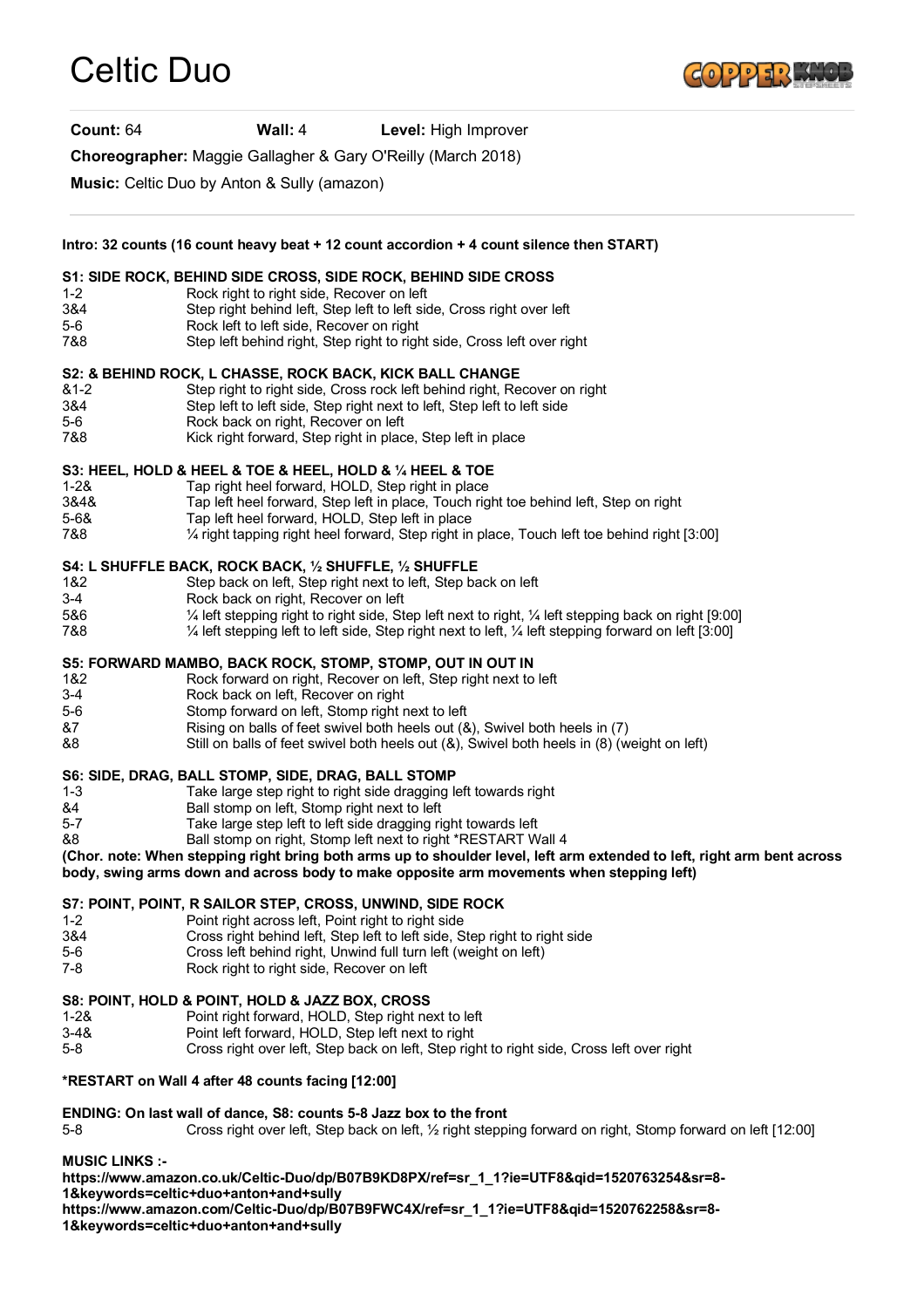# Celtic Duo

**Count:** 64 **Wall:** 4 **Level:** High Improver

**Choreographer:** Maggie Gallagher & Gary O'Reilly (March 2018)

**Music:** Celtic Duo by Anton & Sully (amazon)

---

**Intro: 32 counts (16 count heavy beat + 12 count accordion + 4 count silence then START)**

**S1: SIDE ROCK, BEHIND SIDE CROSS, SIDE ROCK, BEHIND SIDE CROSS**

| | |
|---|---|
| 1-2 | Rock right to right side, Recover on left |
| 3&4 | Step right behind left, Step left to left side, Cross right over left |
| 5-6 | Rock left to left side, Recover on right |
| 7&8 | Step left behind right, Step right to right side, Cross left over right |

**S2: & BEHIND ROCK, L CHASSE, ROCK BACK, KICK BALL CHANGE**

| | |
|---|---|
| &1-2 | Step right to right side, Cross rock left behind right, Recover on right |
| 3&4 | Step left to left side, Step right next to left, Step left to left side |
| 5-6 | Rock back on right, Recover on left |
| 7&8 | Kick right forward, Step right in place, Step left in place |

**S3: HEEL, HOLD & HEEL & TOE & HEEL, HOLD & ¼ HEEL & TOE**

| | |
|---|---|
| 1-2& | Tap right heel forward, HOLD, Step right in place |
| 3&4& | Tap left heel forward, Step left in place, Touch right toe behind left, Step on right |
| 5-6& | Tap left heel forward, HOLD, Step left in place |
| 7&8 | ¼ right tapping right heel forward, Step right in place, Touch left toe behind right [3:00] |

**S4: L SHUFFLE BACK, ROCK BACK, ½ SHUFFLE, ½ SHUFFLE**

| | |
|---|---|
| 1&2 | Step back on left, Step right next to left, Step back on left |
| 3-4 | Rock back on right, Recover on left |
| 5&6 | ¼ left stepping right to right side, Step left next to right, ¼ left stepping back on right [9:00] |
| 7&8 | ¼ left stepping left to left side, Step right next to left, ¼ left stepping forward on left [3:00] |

**S5: FORWARD MAMBO, BACK ROCK, STOMP, STOMP, OUT IN OUT IN**

| | |
|---|---|
| 1&2 | Rock forward on right, Recover on left, Step right next to left |
| 3-4 | Rock back on left, Recover on right |
| 5-6 | Stomp forward on left, Stomp right next to left |
| &7 | Rising on balls of feet swivel both heels out (&), Swivel both heels in (7) |
| &8 | Still on balls of feet swivel both heels out (&), Swivel both heels in (8) (weight on left) |

**S6: SIDE, DRAG, BALL STOMP, SIDE, DRAG, BALL STOMP**

| | |
|---|---|
| 1-3 | Take large step right to right side dragging left towards right |
| &4 | Ball stomp on left, Stomp right next to left |
| 5-7 | Take large step left to left side dragging right towards left |
| &8 | Ball stomp on right, Stomp left next to right *RESTART Wall 4 |

**(Chor. note: When stepping right bring both arms up to shoulder level, left arm extended to left, right arm bent across body, swing arms down and across body to make opposite arm movements when stepping left)**

**S7: POINT, POINT, R SAILOR STEP, CROSS, UNWIND, SIDE ROCK**

| | |
|---|---|
| 1-2 | Point right across left, Point right to right side |
| 3&4 | Cross right behind left, Step left to left side, Step right to right side |
| 5-6 | Cross left behind right, Unwind full turn left (weight on left) |
| 7-8 | Rock right to right side, Recover on left |

**S8: POINT, HOLD & POINT, HOLD & JAZZ BOX, CROSS**

| | |
|---|---|
| 1-2& | Point right forward, HOLD, Step right next to left |
| 3-4& | Point left forward, HOLD, Step left next to right |
| 5-8 | Cross right over left, Step back on left, Step right to right side, Cross left over right |

***RESTART on Wall 4 after 48 counts facing [12:00]**

**ENDING: On last wall of dance, S8: counts 5-8 Jazz box to the front**

| | |
|---|---|
| 5-8 | Cross right over left, Step back on left, ½ right stepping forward on right, Stomp forward on left [12:00] |

**MUSIC LINKS :-**
**https://www.amazon.co.uk/Celtic-Duo/dp/B07B9KD8PX/ref=sr_1_1?ie=UTF8&qid=1520763254&sr=8-1&keywords=celtic+duo+anton+and+sully**
**https://www.amazon.com/Celtic-Duo/dp/B07B9FWC4X/ref=sr_1_1?ie=UTF8&qid=1520762258&sr=8-1&keywords=celtic+duo+anton+and+sully**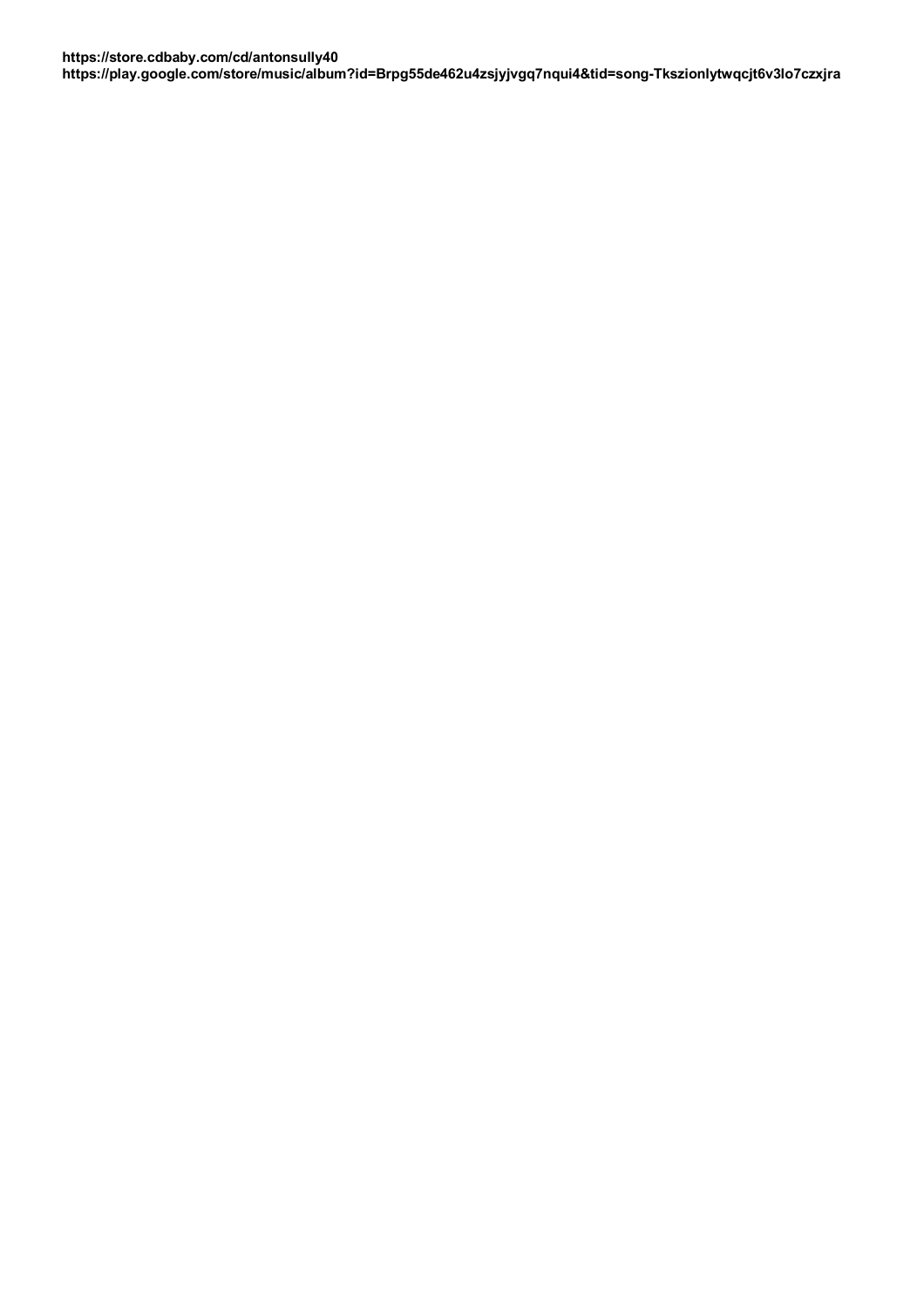**https://store.cdbaby.com/cd/antonsully40**
**https://play.google.com/store/music/album?id=Brpg55de462u4zsjyjvgq7nqui4&tid=song-Tkszionlytwqcjt6v3lo7czxjra**